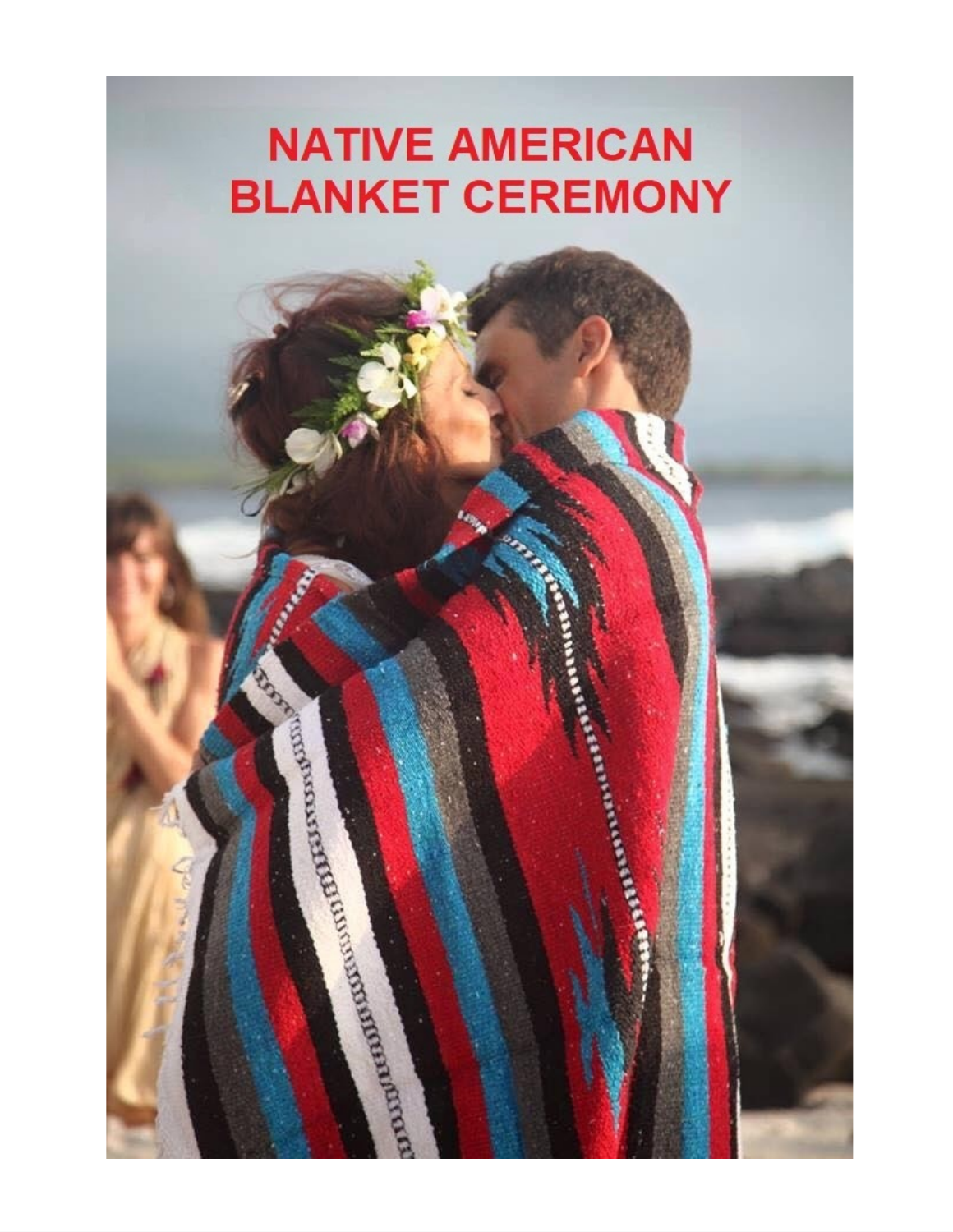# NATIVE AMERICAN BLANKET CEREMONY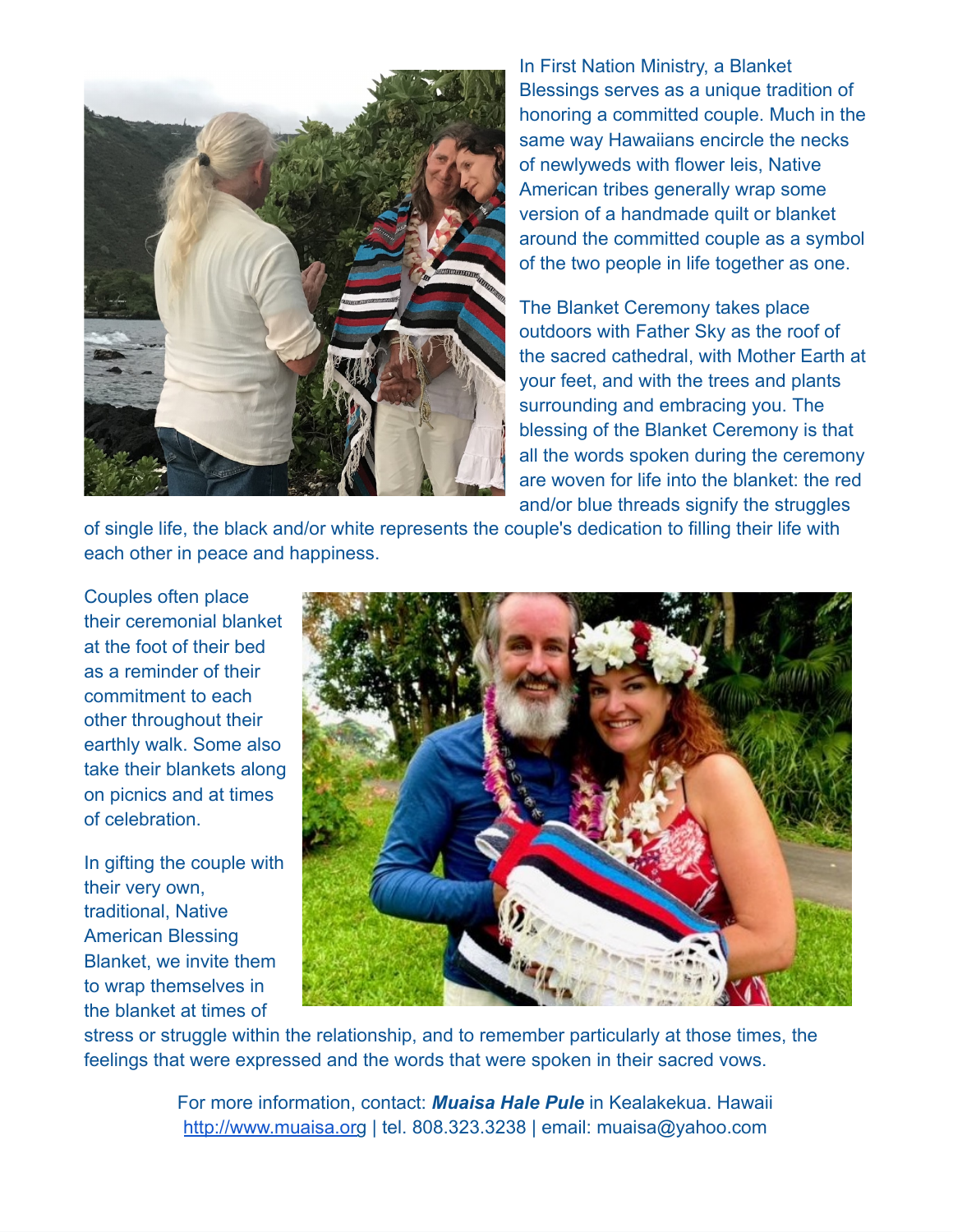In First Nation Ministry, a Blanket Blessings serves as a unique tradition of honoring a committed couple. Much in the same way Hawaiians encircle the necks of newlyweds with flower leis, Native American tribes generally wrap some version of a handmade quilt or blanket around the committed couple as a symbol of the two people in life together as one.

The Blanket Ceremony takes place outdoors with Father Sky as the roof of the sacred cathedral, with Mother Earth at your feet, and with the trees and plants surrounding and embracing you. The blessing of the Blanket Ceremony is that all the words spoken during the ceremony are woven for life into the blanket: the red and/or blue threads signify the struggles of single life, the black and/or white represents the couple's dedication to filling their life with each other in peace and happiness.

Couples often place their ceremonial blanket at the foot of their bed as a reminder of their commitment to each other throughout their earthly walk. Some also take their blankets along on picnics and at times of celebration.

In gifting the couple with their very own, traditional, Native American Blessing Blanket, we invite them to wrap themselves in the blanket at times of stress or struggle within the relationship, and to remember particularly at those times, the feelings that were expressed and the words that were spoken in their sacred vows.

For more information, contact: ***Muaisa Hale Pule*** in Kealakekua. Hawaii
http://www.muaisa.org | tel. 808.323.3238 | email: muaisa@yahoo.com